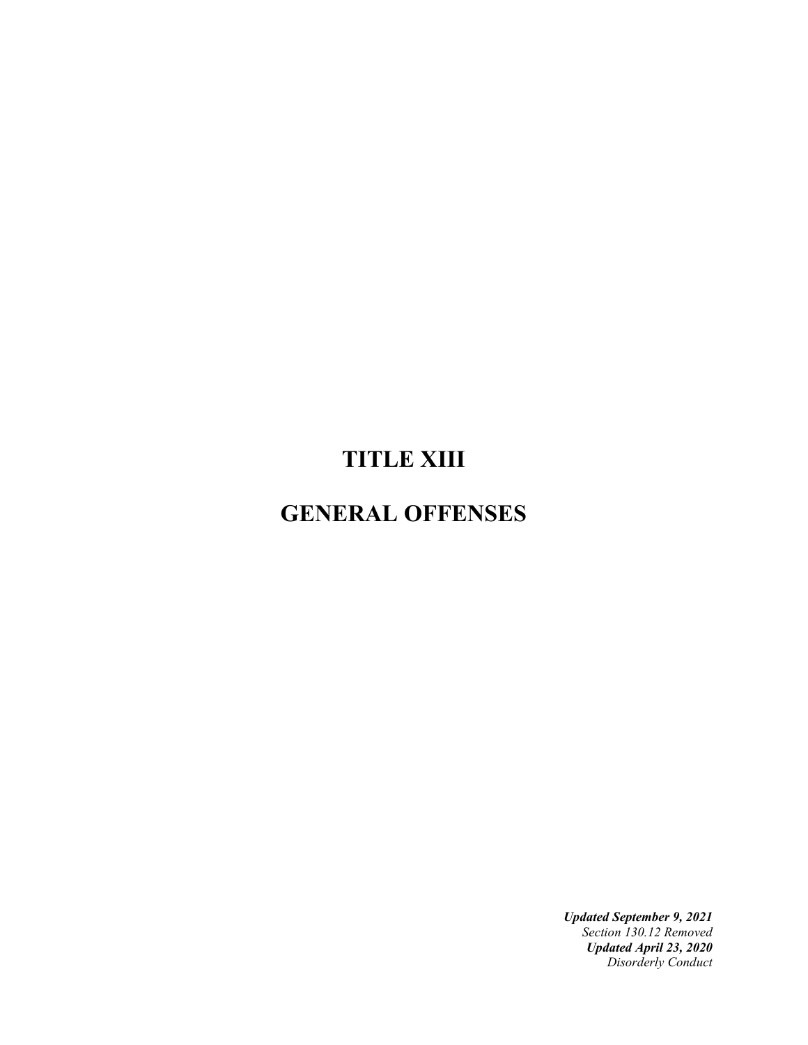# TITLE XIII

# GENERAL OFFENSES

***Updated September 9, 2021***
*Section 130.12 Removed*
***Updated April 23, 2020***
*Disorderly Conduct*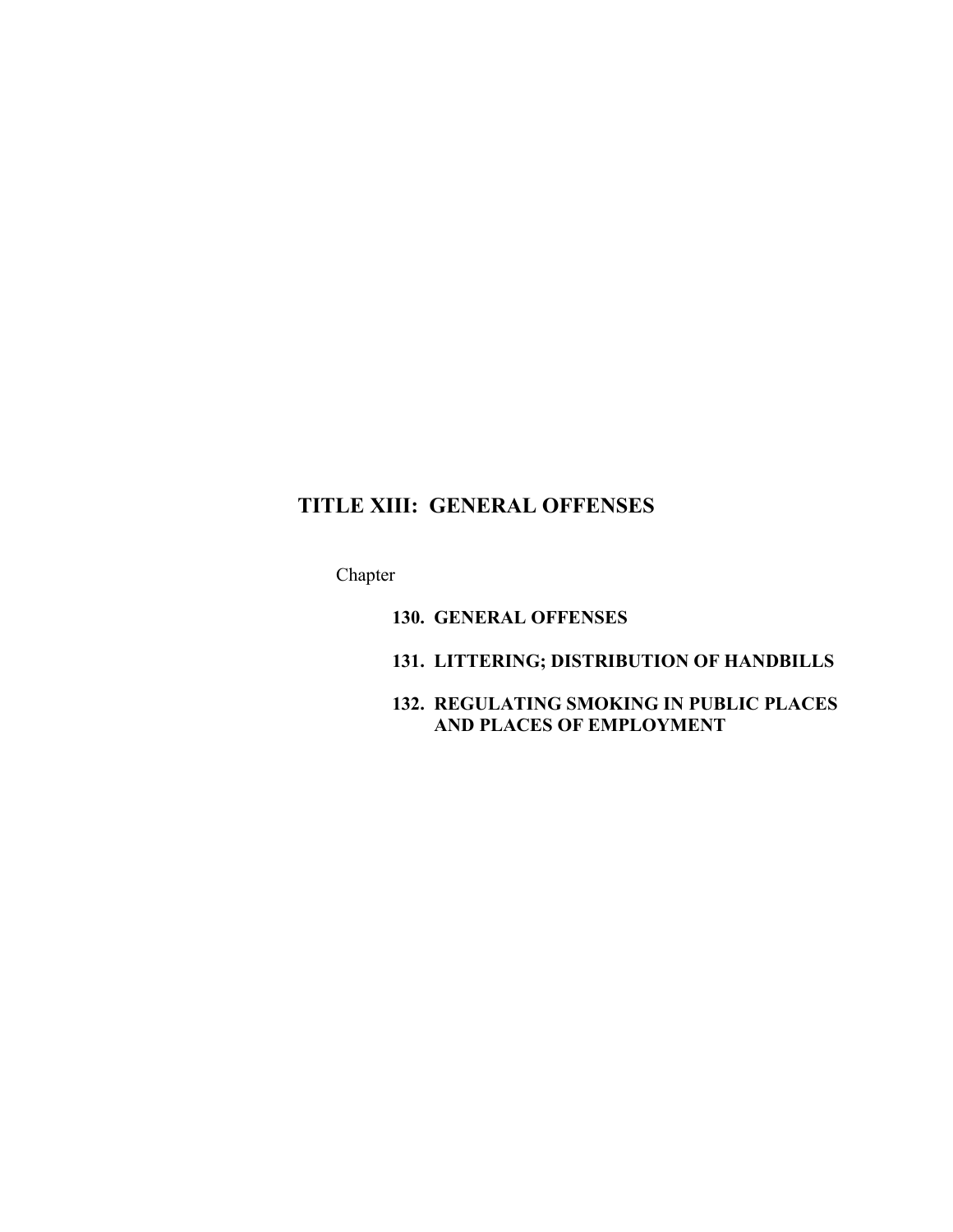# TITLE XIII: GENERAL OFFENSES

Chapter

**130. GENERAL OFFENSES**

**131. LITTERING; DISTRIBUTION OF HANDBILLS**

**132. REGULATING SMOKING IN PUBLIC PLACES AND PLACES OF EMPLOYMENT**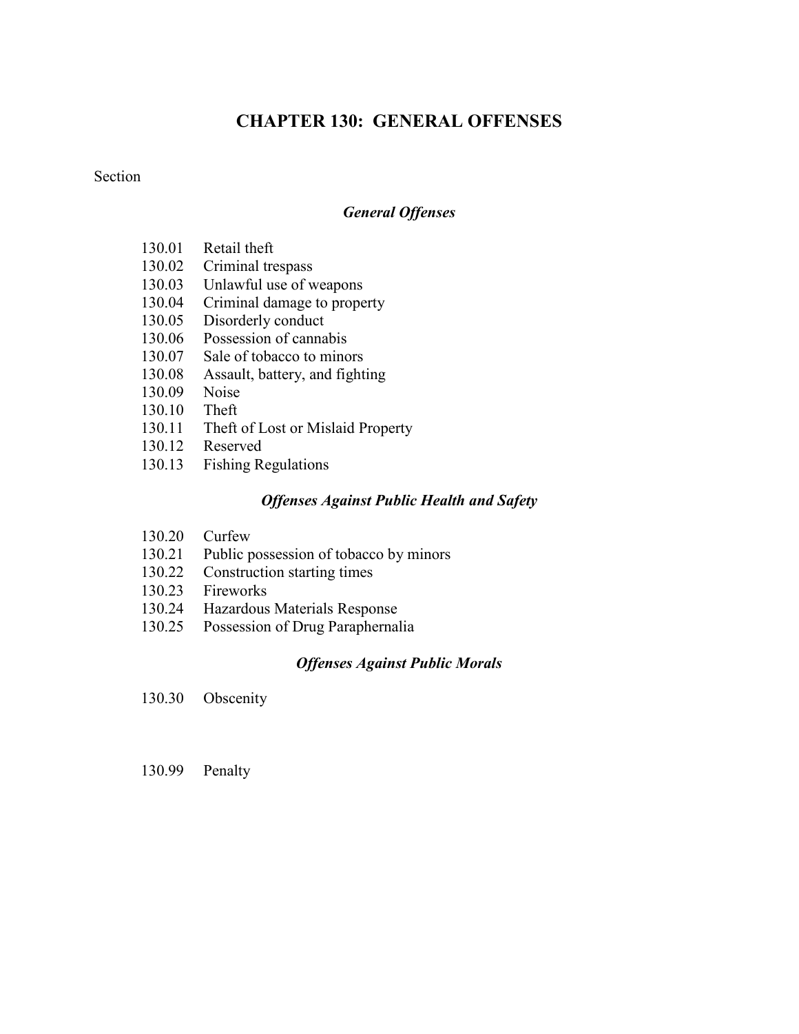# CHAPTER 130: GENERAL OFFENSES

Section

### *General Offenses*

130.01 Retail theft
130.02 Criminal trespass
130.03 Unlawful use of weapons
130.04 Criminal damage to property
130.05 Disorderly conduct
130.06 Possession of cannabis
130.07 Sale of tobacco to minors
130.08 Assault, battery, and fighting
130.09 Noise
130.10 Theft
130.11 Theft of Lost or Mislaid Property
130.12 Reserved
130.13 Fishing Regulations

### *Offenses Against Public Health and Safety*

130.20 Curfew
130.21 Public possession of tobacco by minors
130.22 Construction starting times
130.23 Fireworks
130.24 Hazardous Materials Response
130.25 Possession of Drug Paraphernalia

### *Offenses Against Public Morals*

130.30 Obscenity

130.99 Penalty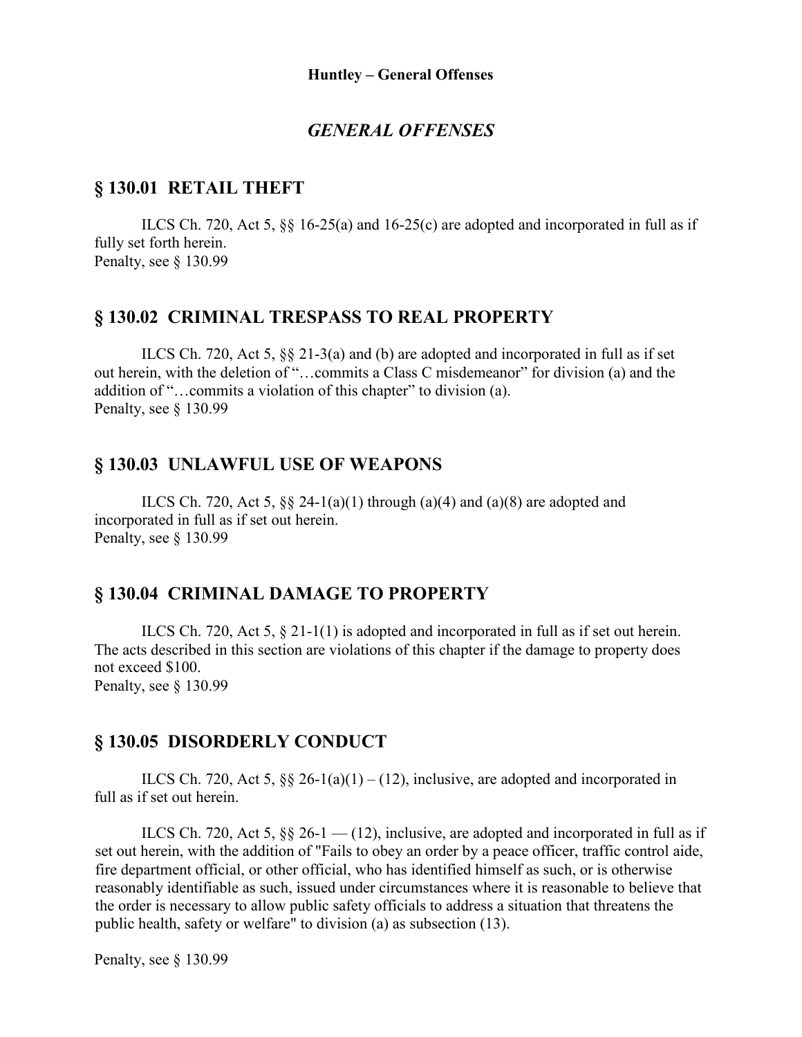# *GENERAL OFFENSES*

## § 130.01 RETAIL THEFT

ILCS Ch. 720, Act 5, §§ 16-25(a) and 16-25(c) are adopted and incorporated in full as if fully set forth herein.
Penalty, see § 130.99

## § 130.02 CRIMINAL TRESPASS TO REAL PROPERTY

ILCS Ch. 720, Act 5, §§ 21-3(a) and (b) are adopted and incorporated in full as if set out herein, with the deletion of "…commits a Class C misdemeanor" for division (a) and the addition of "…commits a violation of this chapter" to division (a).
Penalty, see § 130.99

## § 130.03 UNLAWFUL USE OF WEAPONS

ILCS Ch. 720, Act 5, §§ 24-1(a)(1) through (a)(4) and (a)(8) are adopted and incorporated in full as if set out herein.
Penalty, see § 130.99

## § 130.04 CRIMINAL DAMAGE TO PROPERTY

ILCS Ch. 720, Act 5, § 21-1(1) is adopted and incorporated in full as if set out herein. The acts described in this section are violations of this chapter if the damage to property does not exceed $100.
Penalty, see § 130.99

## § 130.05 DISORDERLY CONDUCT

ILCS Ch. 720, Act 5, §§ 26-1(a)(1) – (12), inclusive, are adopted and incorporated in full as if set out herein.

ILCS Ch. 720, Act 5, §§ 26-1 — (12), inclusive, are adopted and incorporated in full as if set out herein, with the addition of "Fails to obey an order by a peace officer, traffic control aide, fire department official, or other official, who has identified himself as such, or is otherwise reasonably identifiable as such, issued under circumstances where it is reasonable to believe that the order is necessary to allow public safety officials to address a situation that threatens the public health, safety or welfare" to division (a) as subsection (13).

Penalty, see § 130.99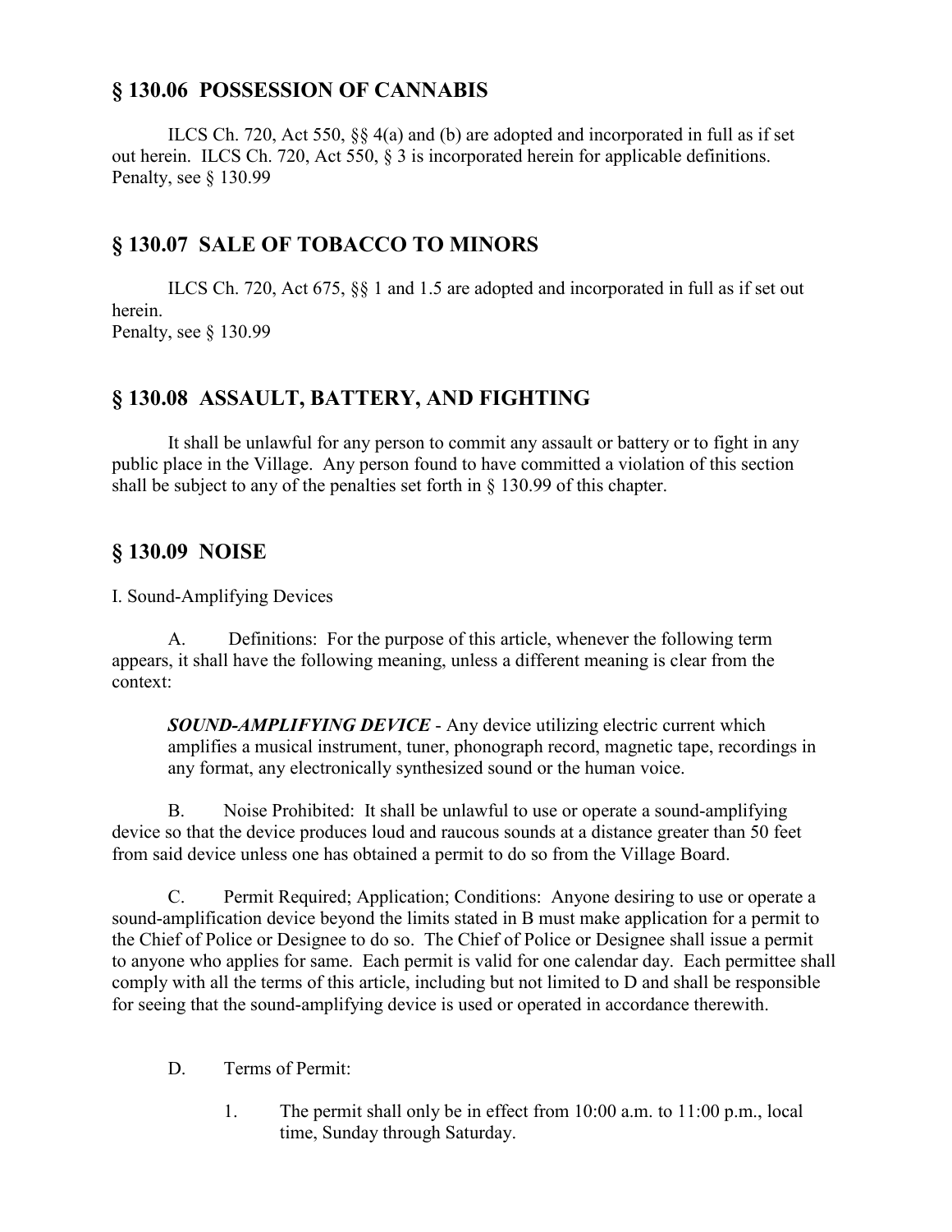## § 130.06 POSSESSION OF CANNABIS

ILCS Ch. 720, Act 550, §§ 4(a) and (b) are adopted and incorporated in full as if set out herein. ILCS Ch. 720, Act 550, § 3 is incorporated herein for applicable definitions.
Penalty, see § 130.99

## § 130.07 SALE OF TOBACCO TO MINORS

ILCS Ch. 720, Act 675, §§ 1 and 1.5 are adopted and incorporated in full as if set out herein.
Penalty, see § 130.99

## § 130.08 ASSAULT, BATTERY, AND FIGHTING

It shall be unlawful for any person to commit any assault or battery or to fight in any public place in the Village. Any person found to have committed a violation of this section shall be subject to any of the penalties set forth in § 130.99 of this chapter.

## § 130.09 NOISE

I. Sound-Amplifying Devices

A. Definitions: For the purpose of this article, whenever the following term appears, it shall have the following meaning, unless a different meaning is clear from the context:

> ***SOUND-AMPLIFYING DEVICE*** - Any device utilizing electric current which amplifies a musical instrument, tuner, phonograph record, magnetic tape, recordings in any format, any electronically synthesized sound or the human voice.

B. Noise Prohibited: It shall be unlawful to use or operate a sound-amplifying device so that the device produces loud and raucous sounds at a distance greater than 50 feet from said device unless one has obtained a permit to do so from the Village Board.

C. Permit Required; Application; Conditions: Anyone desiring to use or operate a sound-amplification device beyond the limits stated in B must make application for a permit to the Chief of Police or Designee to do so. The Chief of Police or Designee shall issue a permit to anyone who applies for same. Each permit is valid for one calendar day. Each permittee shall comply with all the terms of this article, including but not limited to D and shall be responsible for seeing that the sound-amplifying device is used or operated in accordance therewith.

D. Terms of Permit:

1. The permit shall only be in effect from 10:00 a.m. to 11:00 p.m., local time, Sunday through Saturday.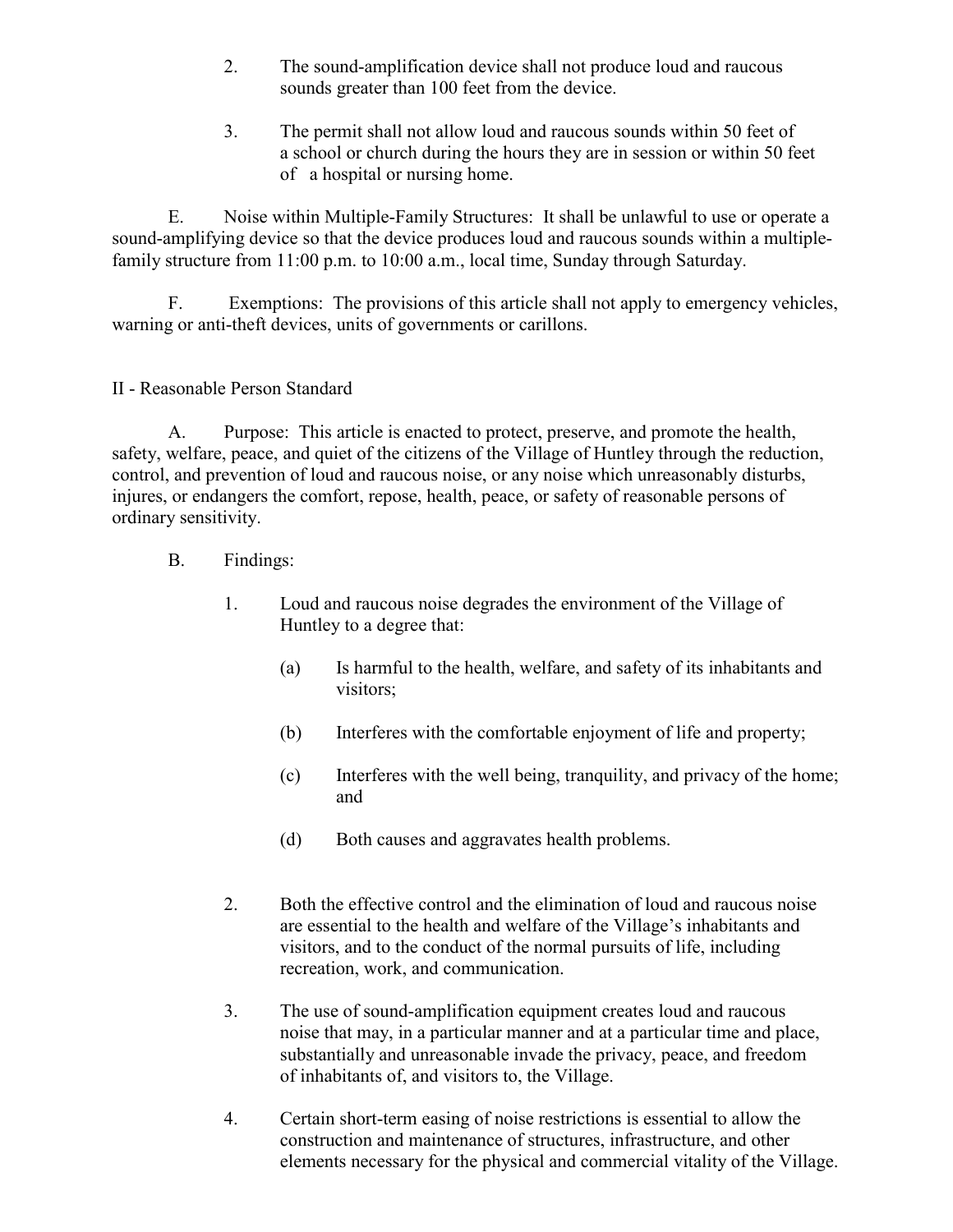2. The sound-amplification device shall not produce loud and raucous sounds greater than 100 feet from the device.

3. The permit shall not allow loud and raucous sounds within 50 feet of a school or church during the hours they are in session or within 50 feet of a hospital or nursing home.

E. Noise within Multiple-Family Structures: It shall be unlawful to use or operate a sound-amplifying device so that the device produces loud and raucous sounds within a multiple-family structure from 11:00 p.m. to 10:00 a.m., local time, Sunday through Saturday.

F. Exemptions: The provisions of this article shall not apply to emergency vehicles, warning or anti-theft devices, units of governments or carillons.

## II - Reasonable Person Standard

A. Purpose: This article is enacted to protect, preserve, and promote the health, safety, welfare, peace, and quiet of the citizens of the Village of Huntley through the reduction, control, and prevention of loud and raucous noise, or any noise which unreasonably disturbs, injures, or endangers the comfort, repose, health, peace, or safety of reasonable persons of ordinary sensitivity.

B. Findings:

1. Loud and raucous noise degrades the environment of the Village of Huntley to a degree that:

   (a) Is harmful to the health, welfare, and safety of its inhabitants and visitors;

   (b) Interferes with the comfortable enjoyment of life and property;

   (c) Interferes with the well being, tranquility, and privacy of the home; and

   (d) Both causes and aggravates health problems.

2. Both the effective control and the elimination of loud and raucous noise are essential to the health and welfare of the Village's inhabitants and visitors, and to the conduct of the normal pursuits of life, including recreation, work, and communication.

3. The use of sound-amplification equipment creates loud and raucous noise that may, in a particular manner and at a particular time and place, substantially and unreasonable invade the privacy, peace, and freedom of inhabitants of, and visitors to, the Village.

4. Certain short-term easing of noise restrictions is essential to allow the construction and maintenance of structures, infrastructure, and other elements necessary for the physical and commercial vitality of the Village.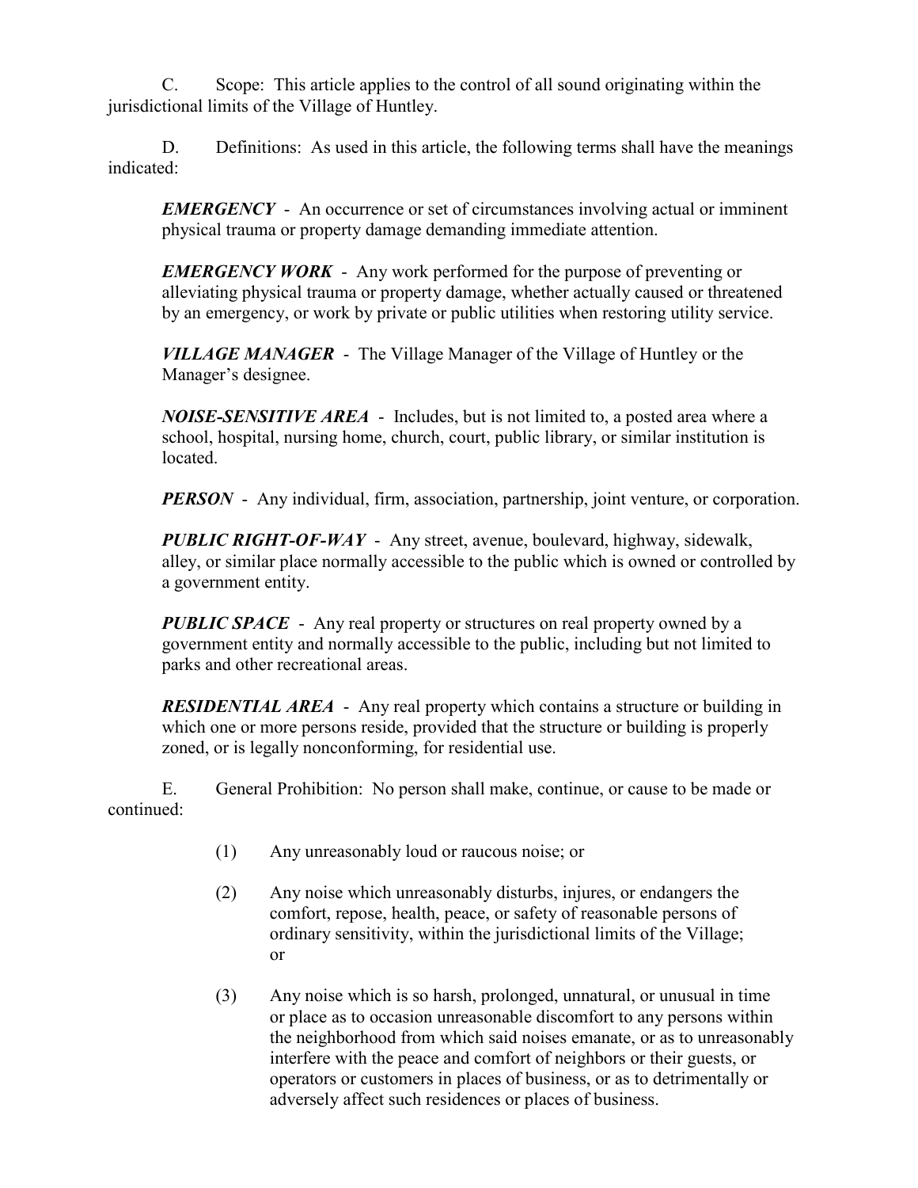C. Scope: This article applies to the control of all sound originating within the jurisdictional limits of the Village of Huntley.

D. Definitions: As used in this article, the following terms shall have the meanings indicated:

> ***EMERGENCY*** - An occurrence or set of circumstances involving actual or imminent physical trauma or property damage demanding immediate attention.
>
> ***EMERGENCY WORK*** - Any work performed for the purpose of preventing or alleviating physical trauma or property damage, whether actually caused or threatened by an emergency, or work by private or public utilities when restoring utility service.
>
> ***VILLAGE MANAGER*** - The Village Manager of the Village of Huntley or the Manager's designee.
>
> ***NOISE-SENSITIVE AREA*** - Includes, but is not limited to, a posted area where a school, hospital, nursing home, church, court, public library, or similar institution is located.
>
> ***PERSON*** - Any individual, firm, association, partnership, joint venture, or corporation.
>
> ***PUBLIC RIGHT-OF-WAY*** - Any street, avenue, boulevard, highway, sidewalk, alley, or similar place normally accessible to the public which is owned or controlled by a government entity.
>
> ***PUBLIC SPACE*** - Any real property or structures on real property owned by a government entity and normally accessible to the public, including but not limited to parks and other recreational areas.
>
> ***RESIDENTIAL AREA*** - Any real property which contains a structure or building in which one or more persons reside, provided that the structure or building is properly zoned, or is legally nonconforming, for residential use.

E. General Prohibition: No person shall make, continue, or cause to be made or continued:

(1) Any unreasonably loud or raucous noise; or

(2) Any noise which unreasonably disturbs, injures, or endangers the comfort, repose, health, peace, or safety of reasonable persons of ordinary sensitivity, within the jurisdictional limits of the Village; or

(3) Any noise which is so harsh, prolonged, unnatural, or unusual in time or place as to occasion unreasonable discomfort to any persons within the neighborhood from which said noises emanate, or as to unreasonably interfere with the peace and comfort of neighbors or their guests, or operators or customers in places of business, or as to detrimentally or adversely affect such residences or places of business.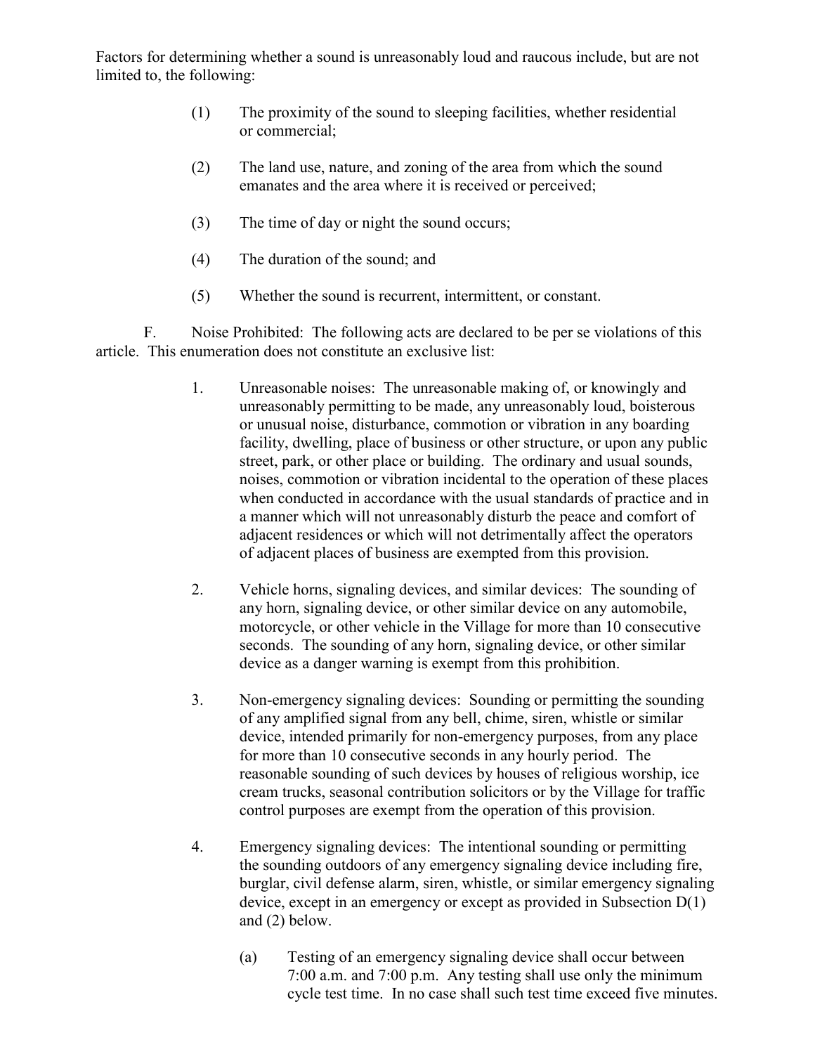Factors for determining whether a sound is unreasonably loud and raucous include, but are not limited to, the following:

(1) The proximity of the sound to sleeping facilities, whether residential or commercial;

(2) The land use, nature, and zoning of the area from which the sound emanates and the area where it is received or perceived;

(3) The time of day or night the sound occurs;

(4) The duration of the sound; and

(5) Whether the sound is recurrent, intermittent, or constant.

F. Noise Prohibited: The following acts are declared to be per se violations of this article. This enumeration does not constitute an exclusive list:

1. Unreasonable noises: The unreasonable making of, or knowingly and unreasonably permitting to be made, any unreasonably loud, boisterous or unusual noise, disturbance, commotion or vibration in any boarding facility, dwelling, place of business or other structure, or upon any public street, park, or other place or building. The ordinary and usual sounds, noises, commotion or vibration incidental to the operation of these places when conducted in accordance with the usual standards of practice and in a manner which will not unreasonably disturb the peace and comfort of adjacent residences or which will not detrimentally affect the operators of adjacent places of business are exempted from this provision.

2. Vehicle horns, signaling devices, and similar devices: The sounding of any horn, signaling device, or other similar device on any automobile, motorcycle, or other vehicle in the Village for more than 10 consecutive seconds. The sounding of any horn, signaling device, or other similar device as a danger warning is exempt from this prohibition.

3. Non-emergency signaling devices: Sounding or permitting the sounding of any amplified signal from any bell, chime, siren, whistle or similar device, intended primarily for non-emergency purposes, from any place for more than 10 consecutive seconds in any hourly period. The reasonable sounding of such devices by houses of religious worship, ice cream trucks, seasonal contribution solicitors or by the Village for traffic control purposes are exempt from the operation of this provision.

4. Emergency signaling devices: The intentional sounding or permitting the sounding outdoors of any emergency signaling device including fire, burglar, civil defense alarm, siren, whistle, or similar emergency signaling device, except in an emergency or except as provided in Subsection D(1) and (2) below.

   (a) Testing of an emergency signaling device shall occur between 7:00 a.m. and 7:00 p.m. Any testing shall use only the minimum cycle test time. In no case shall such test time exceed five minutes.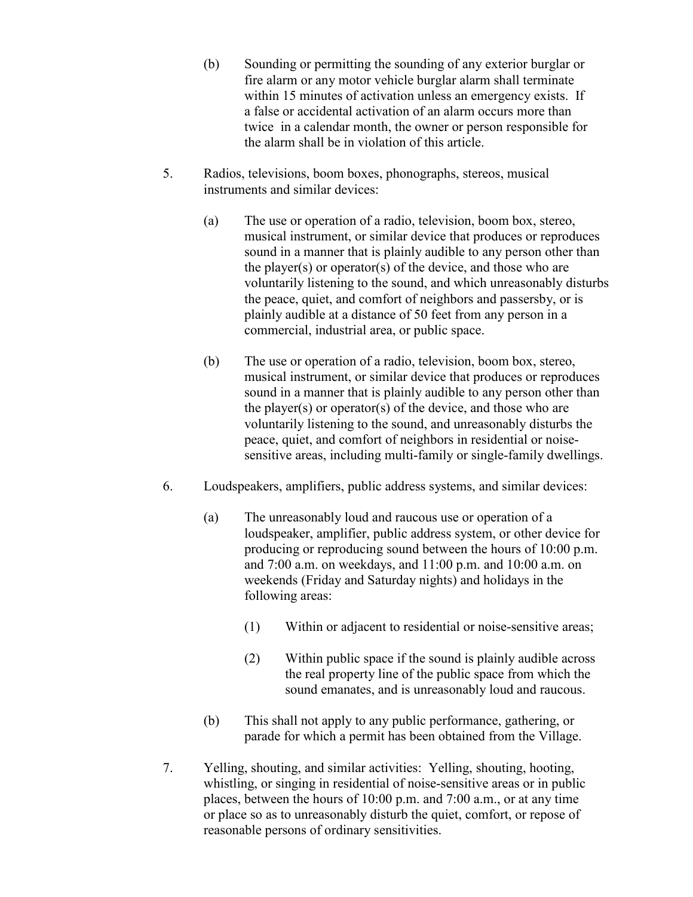(b) Sounding or permitting the sounding of any exterior burglar or fire alarm or any motor vehicle burglar alarm shall terminate within 15 minutes of activation unless an emergency exists. If a false or accidental activation of an alarm occurs more than twice in a calendar month, the owner or person responsible for the alarm shall be in violation of this article.

5. Radios, televisions, boom boxes, phonographs, stereos, musical instruments and similar devices:

   (a) The use or operation of a radio, television, boom box, stereo, musical instrument, or similar device that produces or reproduces sound in a manner that is plainly audible to any person other than the player(s) or operator(s) of the device, and those who are voluntarily listening to the sound, and which unreasonably disturbs the peace, quiet, and comfort of neighbors and passersby, or is plainly audible at a distance of 50 feet from any person in a commercial, industrial area, or public space.

   (b) The use or operation of a radio, television, boom box, stereo, musical instrument, or similar device that produces or reproduces sound in a manner that is plainly audible to any person other than the player(s) or operator(s) of the device, and those who are voluntarily listening to the sound, and unreasonably disturbs the peace, quiet, and comfort of neighbors in residential or noise-sensitive areas, including multi-family or single-family dwellings.

6. Loudspeakers, amplifiers, public address systems, and similar devices:

   (a) The unreasonably loud and raucous use or operation of a loudspeaker, amplifier, public address system, or other device for producing or reproducing sound between the hours of 10:00 p.m. and 7:00 a.m. on weekdays, and 11:00 p.m. and 10:00 a.m. on weekends (Friday and Saturday nights) and holidays in the following areas:

      (1) Within or adjacent to residential or noise-sensitive areas;

      (2) Within public space if the sound is plainly audible across the real property line of the public space from which the sound emanates, and is unreasonably loud and raucous.

   (b) This shall not apply to any public performance, gathering, or parade for which a permit has been obtained from the Village.

7. Yelling, shouting, and similar activities: Yelling, shouting, hooting, whistling, or singing in residential of noise-sensitive areas or in public places, between the hours of 10:00 p.m. and 7:00 a.m., or at any time or place so as to unreasonably disturb the quiet, comfort, or repose of reasonable persons of ordinary sensitivities.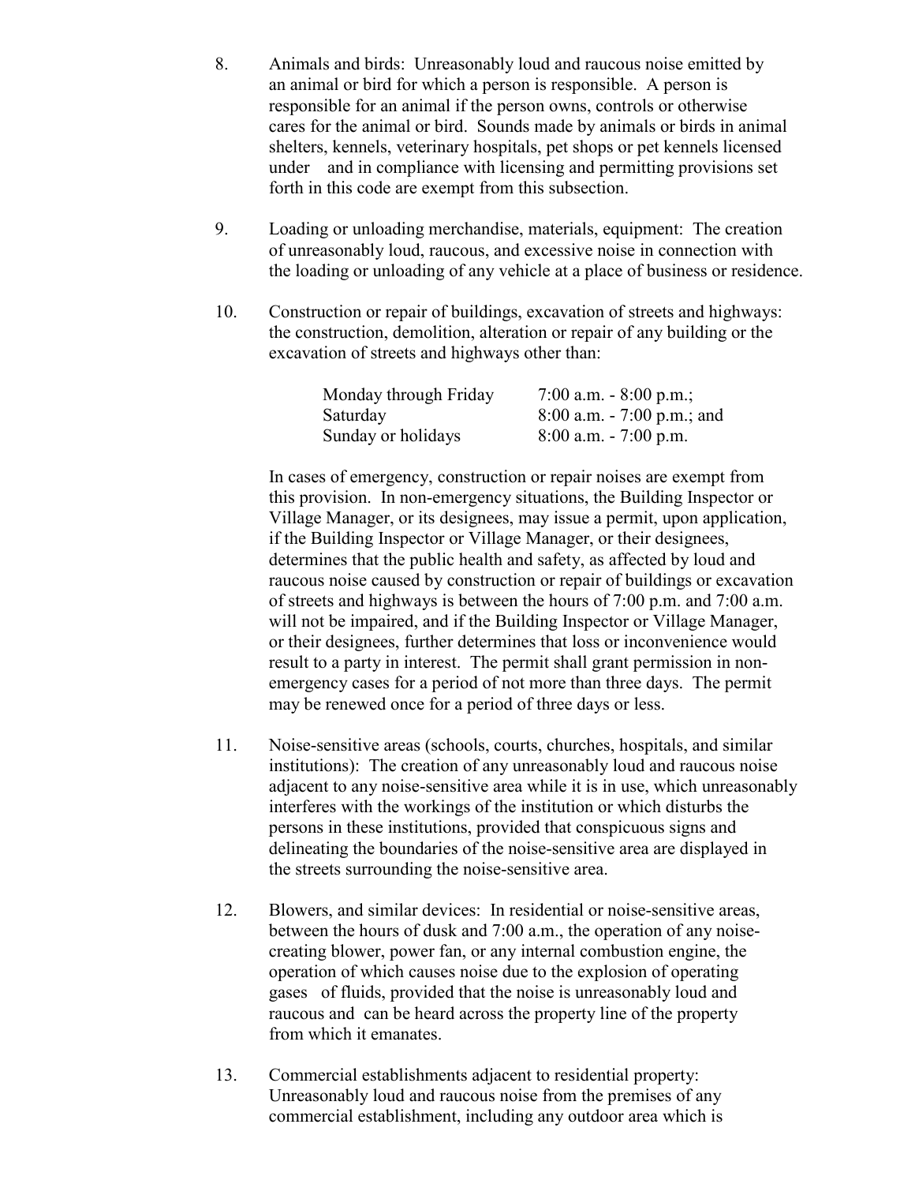8. Animals and birds: Unreasonably loud and raucous noise emitted by an animal or bird for which a person is responsible. A person is responsible for an animal if the person owns, controls or otherwise cares for the animal or bird. Sounds made by animals or birds in animal shelters, kennels, veterinary hospitals, pet shops or pet kennels licensed under and in compliance with licensing and permitting provisions set forth in this code are exempt from this subsection.

9. Loading or unloading merchandise, materials, equipment: The creation of unreasonably loud, raucous, and excessive noise in connection with the loading or unloading of any vehicle at a place of business or residence.

10. Construction or repair of buildings, excavation of streets and highways: the construction, demolition, alteration or repair of any building or the excavation of streets and highways other than:

| | |
|---|---|
| Monday through Friday | 7:00 a.m. - 8:00 p.m.; |
| Saturday | 8:00 a.m. - 7:00 p.m.; and |
| Sunday or holidays | 8:00 a.m. - 7:00 p.m. |

In cases of emergency, construction or repair noises are exempt from this provision. In non-emergency situations, the Building Inspector or Village Manager, or its designees, may issue a permit, upon application, if the Building Inspector or Village Manager, or their designees, determines that the public health and safety, as affected by loud and raucous noise caused by construction or repair of buildings or excavation of streets and highways is between the hours of 7:00 p.m. and 7:00 a.m. will not be impaired, and if the Building Inspector or Village Manager, or their designees, further determines that loss or inconvenience would result to a party in interest. The permit shall grant permission in non-emergency cases for a period of not more than three days. The permit may be renewed once for a period of three days or less.

11. Noise-sensitive areas (schools, courts, churches, hospitals, and similar institutions): The creation of any unreasonably loud and raucous noise adjacent to any noise-sensitive area while it is in use, which unreasonably interferes with the workings of the institution or which disturbs the persons in these institutions, provided that conspicuous signs and delineating the boundaries of the noise-sensitive area are displayed in the streets surrounding the noise-sensitive area.

12. Blowers, and similar devices: In residential or noise-sensitive areas, between the hours of dusk and 7:00 a.m., the operation of any noise-creating blower, power fan, or any internal combustion engine, the operation of which causes noise due to the explosion of operating gases of fluids, provided that the noise is unreasonably loud and raucous and can be heard across the property line of the property from which it emanates.

13. Commercial establishments adjacent to residential property: Unreasonably loud and raucous noise from the premises of any commercial establishment, including any outdoor area which is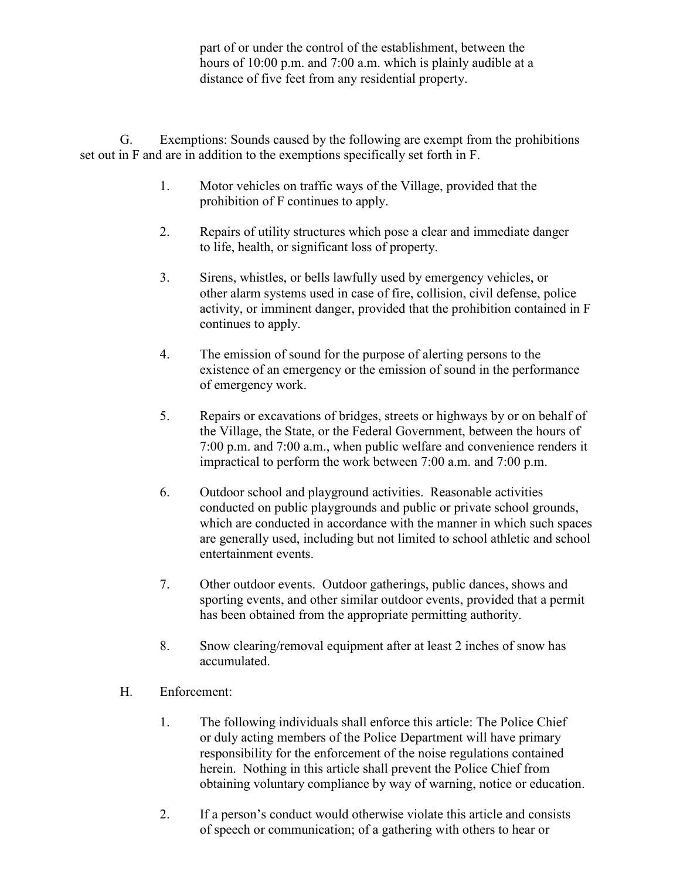part of or under the control of the establishment, between the hours of 10:00 p.m. and 7:00 a.m. which is plainly audible at a distance of five feet from any residential property.

G. Exemptions: Sounds caused by the following are exempt from the prohibitions set out in F and are in addition to the exemptions specifically set forth in F.

1. Motor vehicles on traffic ways of the Village, provided that the prohibition of F continues to apply.

2. Repairs of utility structures which pose a clear and immediate danger to life, health, or significant loss of property.

3. Sirens, whistles, or bells lawfully used by emergency vehicles, or other alarm systems used in case of fire, collision, civil defense, police activity, or imminent danger, provided that the prohibition contained in F continues to apply.

4. The emission of sound for the purpose of alerting persons to the existence of an emergency or the emission of sound in the performance of emergency work.

5. Repairs or excavations of bridges, streets or highways by or on behalf of the Village, the State, or the Federal Government, between the hours of 7:00 p.m. and 7:00 a.m., when public welfare and convenience renders it impractical to perform the work between 7:00 a.m. and 7:00 p.m.

6. Outdoor school and playground activities. Reasonable activities conducted on public playgrounds and public or private school grounds, which are conducted in accordance with the manner in which such spaces are generally used, including but not limited to school athletic and school entertainment events.

7. Other outdoor events. Outdoor gatherings, public dances, shows and sporting events, and other similar outdoor events, provided that a permit has been obtained from the appropriate permitting authority.

8. Snow clearing/removal equipment after at least 2 inches of snow has accumulated.

H. Enforcement:

1. The following individuals shall enforce this article: The Police Chief or duly acting members of the Police Department will have primary responsibility for the enforcement of the noise regulations contained herein. Nothing in this article shall prevent the Police Chief from obtaining voluntary compliance by way of warning, notice or education.

2. If a person's conduct would otherwise violate this article and consists of speech or communication; of a gathering with others to hear or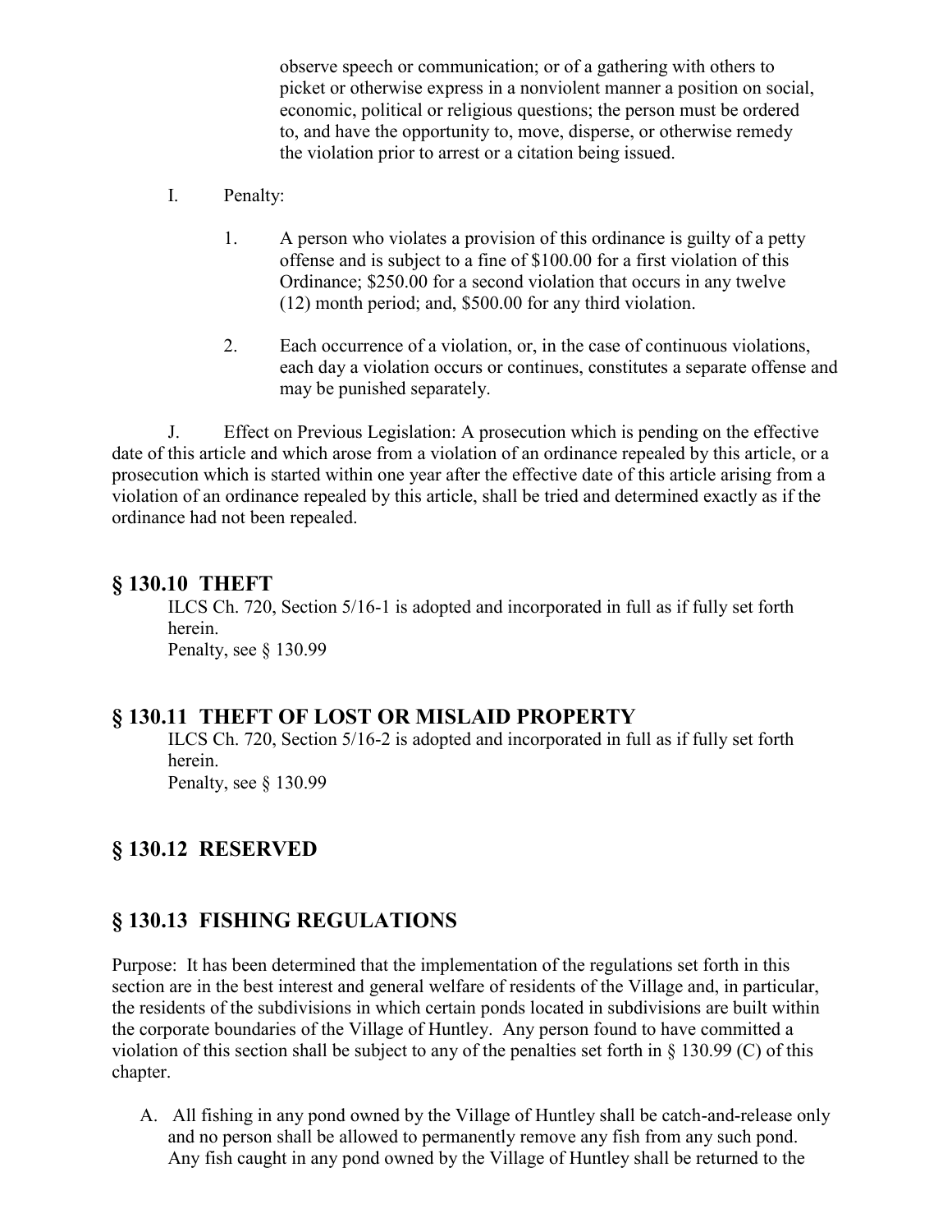observe speech or communication; or of a gathering with others to picket or otherwise express in a nonviolent manner a position on social, economic, political or religious questions; the person must be ordered to, and have the opportunity to, move, disperse, or otherwise remedy the violation prior to arrest or a citation being issued.

I. Penalty:

1. A person who violates a provision of this ordinance is guilty of a petty offense and is subject to a fine of $100.00 for a first violation of this Ordinance; $250.00 for a second violation that occurs in any twelve (12) month period; and, $500.00 for any third violation.

2. Each occurrence of a violation, or, in the case of continuous violations, each day a violation occurs or continues, constitutes a separate offense and may be punished separately.

J. Effect on Previous Legislation: A prosecution which is pending on the effective date of this article and which arose from a violation of an ordinance repealed by this article, or a prosecution which is started within one year after the effective date of this article arising from a violation of an ordinance repealed by this article, shall be tried and determined exactly as if the ordinance had not been repealed.

## § 130.10 THEFT

ILCS Ch. 720, Section 5/16-1 is adopted and incorporated in full as if fully set forth herein.
Penalty, see § 130.99

## § 130.11 THEFT OF LOST OR MISLAID PROPERTY

ILCS Ch. 720, Section 5/16-2 is adopted and incorporated in full as if fully set forth herein.
Penalty, see § 130.99

## § 130.12 RESERVED

## § 130.13 FISHING REGULATIONS

Purpose: It has been determined that the implementation of the regulations set forth in this section are in the best interest and general welfare of residents of the Village and, in particular, the residents of the subdivisions in which certain ponds located in subdivisions are built within the corporate boundaries of the Village of Huntley. Any person found to have committed a violation of this section shall be subject to any of the penalties set forth in § 130.99 (C) of this chapter.

A. All fishing in any pond owned by the Village of Huntley shall be catch-and-release only and no person shall be allowed to permanently remove any fish from any such pond. Any fish caught in any pond owned by the Village of Huntley shall be returned to the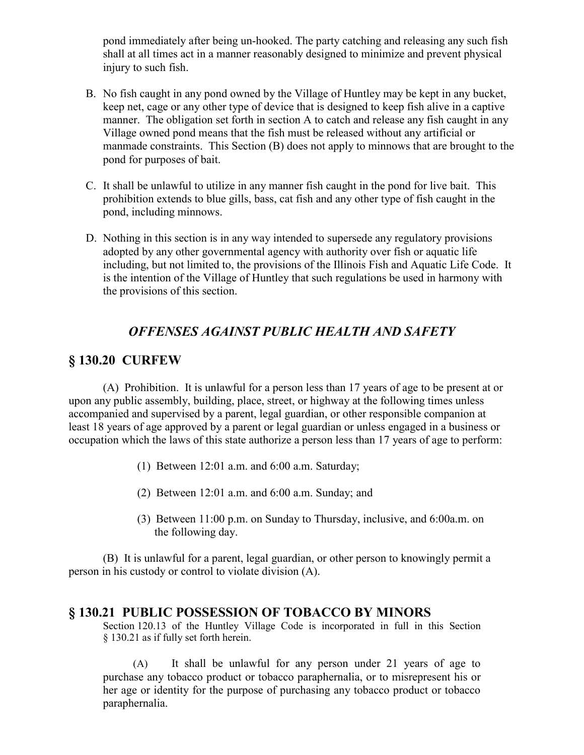pond immediately after being un-hooked. The party catching and releasing any such fish shall at all times act in a manner reasonably designed to minimize and prevent physical injury to such fish.

B. No fish caught in any pond owned by the Village of Huntley may be kept in any bucket, keep net, cage or any other type of device that is designed to keep fish alive in a captive manner. The obligation set forth in section A to catch and release any fish caught in any Village owned pond means that the fish must be released without any artificial or manmade constraints. This Section (B) does not apply to minnows that are brought to the pond for purposes of bait.

C. It shall be unlawful to utilize in any manner fish caught in the pond for live bait. This prohibition extends to blue gills, bass, cat fish and any other type of fish caught in the pond, including minnows.

D. Nothing in this section is in any way intended to supersede any regulatory provisions adopted by any other governmental agency with authority over fish or aquatic life including, but not limited to, the provisions of the Illinois Fish and Aquatic Life Code. It is the intention of the Village of Huntley that such regulations be used in harmony with the provisions of this section.

## *OFFENSES AGAINST PUBLIC HEALTH AND SAFETY*

## § 130.20 CURFEW

(A) Prohibition. It is unlawful for a person less than 17 years of age to be present at or upon any public assembly, building, place, street, or highway at the following times unless accompanied and supervised by a parent, legal guardian, or other responsible companion at least 18 years of age approved by a parent or legal guardian or unless engaged in a business or occupation which the laws of this state authorize a person less than 17 years of age to perform:

(1) Between 12:01 a.m. and 6:00 a.m. Saturday;

(2) Between 12:01 a.m. and 6:00 a.m. Sunday; and

(3) Between 11:00 p.m. on Sunday to Thursday, inclusive, and 6:00a.m. on the following day.

(B) It is unlawful for a parent, legal guardian, or other person to knowingly permit a person in his custody or control to violate division (A).

## § 130.21 PUBLIC POSSESSION OF TOBACCO BY MINORS

Section 120.13 of the Huntley Village Code is incorporated in full in this Section § 130.21 as if fully set forth herein.

(A) It shall be unlawful for any person under 21 years of age to purchase any tobacco product or tobacco paraphernalia, or to misrepresent his or her age or identity for the purpose of purchasing any tobacco product or tobacco paraphernalia.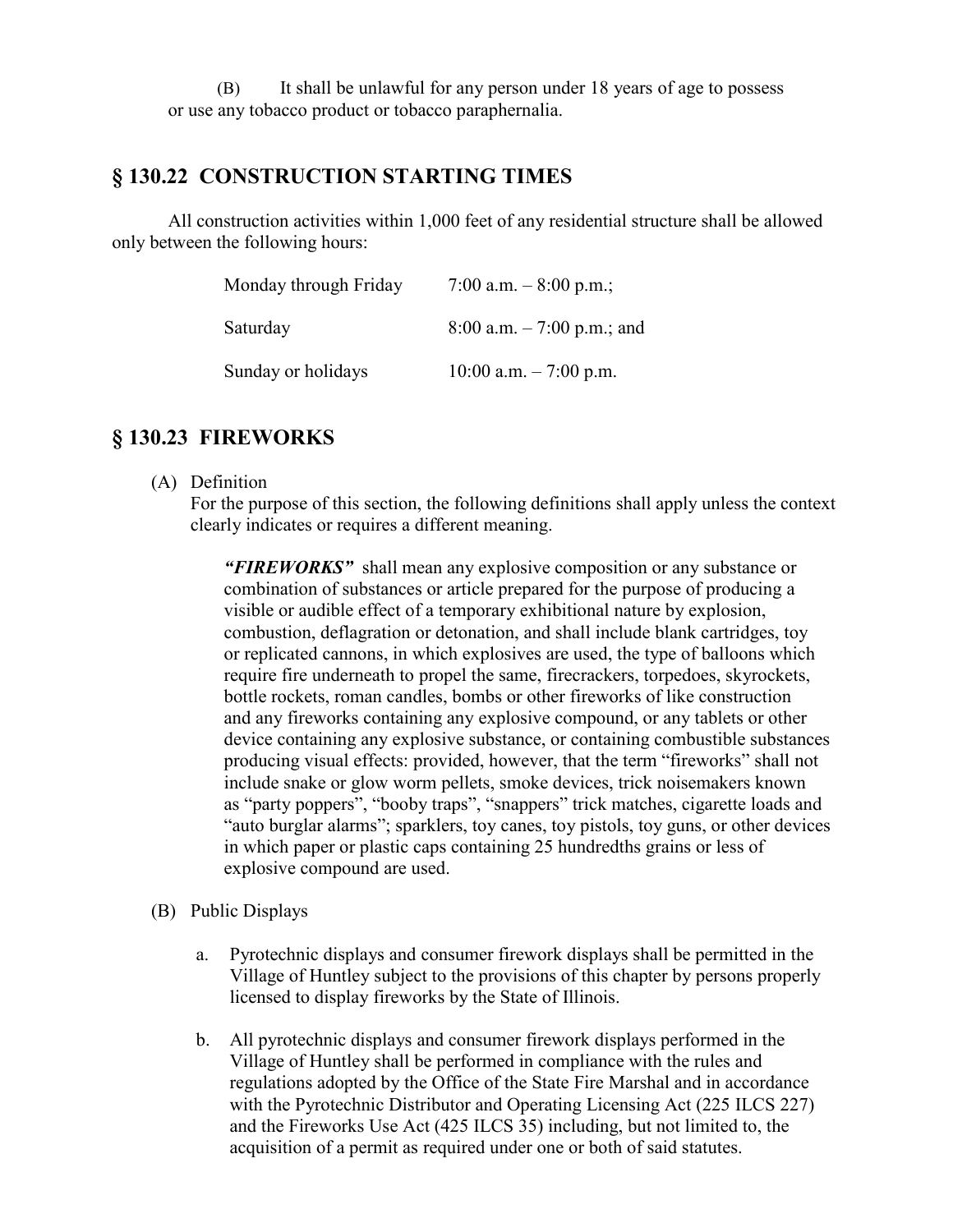(B) It shall be unlawful for any person under 18 years of age to possess or use any tobacco product or tobacco paraphernalia.

## § 130.22 CONSTRUCTION STARTING TIMES

All construction activities within 1,000 feet of any residential structure shall be allowed only between the following hours:

| | |
|---|---|
| Monday through Friday | 7:00 a.m. – 8:00 p.m.; |
| Saturday | 8:00 a.m. – 7:00 p.m.; and |
| Sunday or holidays | 10:00 a.m. – 7:00 p.m. |

## § 130.23 FIREWORKS

(A) Definition

For the purpose of this section, the following definitions shall apply unless the context clearly indicates or requires a different meaning.

***"FIREWORKS"*** shall mean any explosive composition or any substance or combination of substances or article prepared for the purpose of producing a visible or audible effect of a temporary exhibitional nature by explosion, combustion, deflagration or detonation, and shall include blank cartridges, toy or replicated cannons, in which explosives are used, the type of balloons which require fire underneath to propel the same, firecrackers, torpedoes, skyrockets, bottle rockets, roman candles, bombs or other fireworks of like construction and any fireworks containing any explosive compound, or any tablets or other device containing any explosive substance, or containing combustible substances producing visual effects: provided, however, that the term "fireworks" shall not include snake or glow worm pellets, smoke devices, trick noisemakers known as "party poppers", "booby traps", "snappers" trick matches, cigarette loads and "auto burglar alarms"; sparklers, toy canes, toy pistols, toy guns, or other devices in which paper or plastic caps containing 25 hundredths grains or less of explosive compound are used.

(B) Public Displays

a. Pyrotechnic displays and consumer firework displays shall be permitted in the Village of Huntley subject to the provisions of this chapter by persons properly licensed to display fireworks by the State of Illinois.

b. All pyrotechnic displays and consumer firework displays performed in the Village of Huntley shall be performed in compliance with the rules and regulations adopted by the Office of the State Fire Marshal and in accordance with the Pyrotechnic Distributor and Operating Licensing Act (225 ILCS 227) and the Fireworks Use Act (425 ILCS 35) including, but not limited to, the acquisition of a permit as required under one or both of said statutes.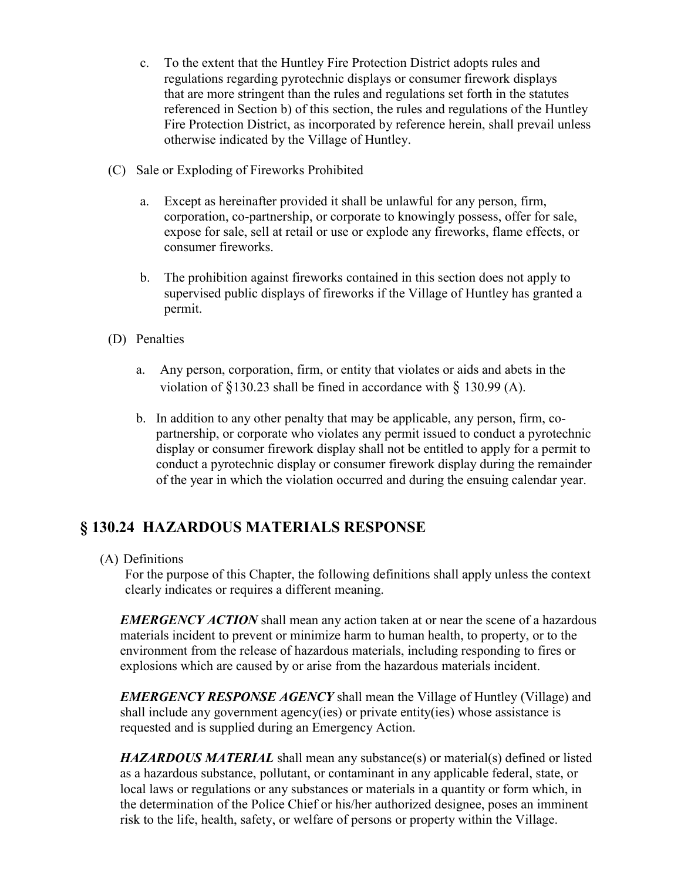c. To the extent that the Huntley Fire Protection District adopts rules and regulations regarding pyrotechnic displays or consumer firework displays that are more stringent than the rules and regulations set forth in the statutes referenced in Section b) of this section, the rules and regulations of the Huntley Fire Protection District, as incorporated by reference herein, shall prevail unless otherwise indicated by the Village of Huntley.

(C) Sale or Exploding of Fireworks Prohibited

a. Except as hereinafter provided it shall be unlawful for any person, firm, corporation, co-partnership, or corporate to knowingly possess, offer for sale, expose for sale, sell at retail or use or explode any fireworks, flame effects, or consumer fireworks.

b. The prohibition against fireworks contained in this section does not apply to supervised public displays of fireworks if the Village of Huntley has granted a permit.

(D) Penalties

a. Any person, corporation, firm, or entity that violates or aids and abets in the violation of §130.23 shall be fined in accordance with § 130.99 (A).

b. In addition to any other penalty that may be applicable, any person, firm, co-partnership, or corporate who violates any permit issued to conduct a pyrotechnic display or consumer firework display shall not be entitled to apply for a permit to conduct a pyrotechnic display or consumer firework display during the remainder of the year in which the violation occurred and during the ensuing calendar year.

## § 130.24 HAZARDOUS MATERIALS RESPONSE

(A) Definitions
For the purpose of this Chapter, the following definitions shall apply unless the context clearly indicates or requires a different meaning.

***EMERGENCY ACTION*** shall mean any action taken at or near the scene of a hazardous materials incident to prevent or minimize harm to human health, to property, or to the environment from the release of hazardous materials, including responding to fires or explosions which are caused by or arise from the hazardous materials incident.

***EMERGENCY RESPONSE AGENCY*** shall mean the Village of Huntley (Village) and shall include any government agency(ies) or private entity(ies) whose assistance is requested and is supplied during an Emergency Action.

***HAZARDOUS MATERIAL*** shall mean any substance(s) or material(s) defined or listed as a hazardous substance, pollutant, or contaminant in any applicable federal, state, or local laws or regulations or any substances or materials in a quantity or form which, in the determination of the Police Chief or his/her authorized designee, poses an imminent risk to the life, health, safety, or welfare of persons or property within the Village.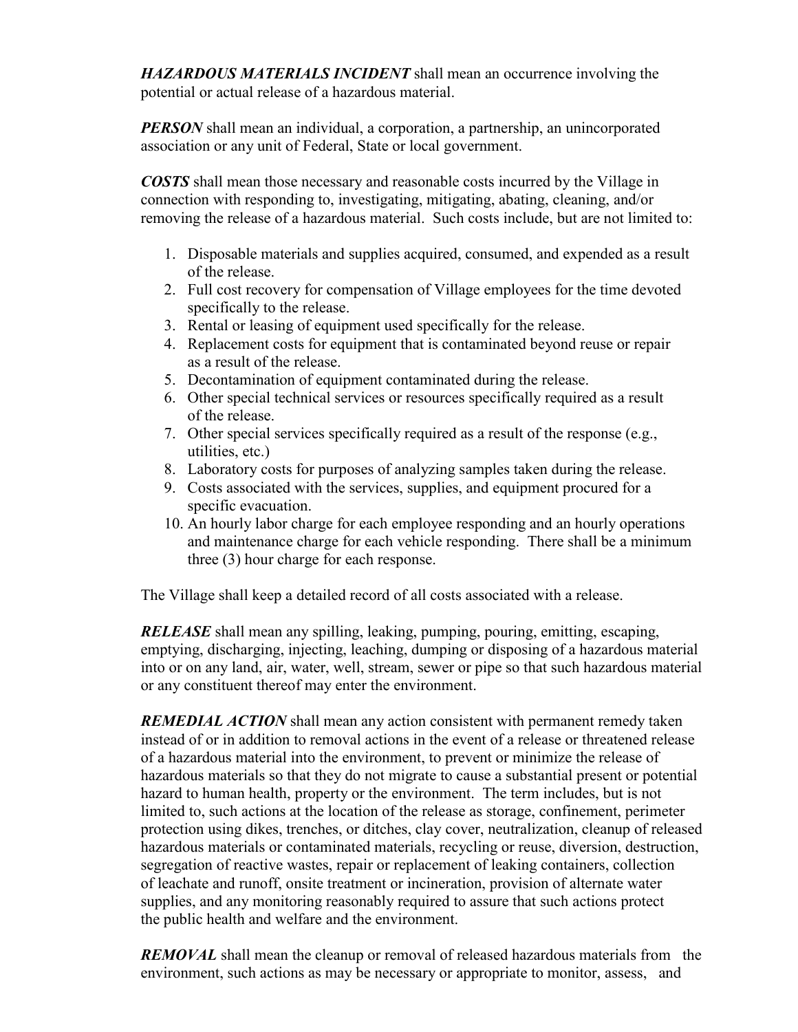***HAZARDOUS MATERIALS INCIDENT*** shall mean an occurrence involving the potential or actual release of a hazardous material.

***PERSON*** shall mean an individual, a corporation, a partnership, an unincorporated association or any unit of Federal, State or local government.

***COSTS*** shall mean those necessary and reasonable costs incurred by the Village in connection with responding to, investigating, mitigating, abating, cleaning, and/or removing the release of a hazardous material. Such costs include, but are not limited to:

1. Disposable materials and supplies acquired, consumed, and expended as a result of the release.
2. Full cost recovery for compensation of Village employees for the time devoted specifically to the release.
3. Rental or leasing of equipment used specifically for the release.
4. Replacement costs for equipment that is contaminated beyond reuse or repair as a result of the release.
5. Decontamination of equipment contaminated during the release.
6. Other special technical services or resources specifically required as a result of the release.
7. Other special services specifically required as a result of the response (e.g., utilities, etc.)
8. Laboratory costs for purposes of analyzing samples taken during the release.
9. Costs associated with the services, supplies, and equipment procured for a specific evacuation.
10. An hourly labor charge for each employee responding and an hourly operations and maintenance charge for each vehicle responding. There shall be a minimum three (3) hour charge for each response.

The Village shall keep a detailed record of all costs associated with a release.

***RELEASE*** shall mean any spilling, leaking, pumping, pouring, emitting, escaping, emptying, discharging, injecting, leaching, dumping or disposing of a hazardous material into or on any land, air, water, well, stream, sewer or pipe so that such hazardous material or any constituent thereof may enter the environment.

***REMEDIAL ACTION*** shall mean any action consistent with permanent remedy taken instead of or in addition to removal actions in the event of a release or threatened release of a hazardous material into the environment, to prevent or minimize the release of hazardous materials so that they do not migrate to cause a substantial present or potential hazard to human health, property or the environment. The term includes, but is not limited to, such actions at the location of the release as storage, confinement, perimeter protection using dikes, trenches, or ditches, clay cover, neutralization, cleanup of released hazardous materials or contaminated materials, recycling or reuse, diversion, destruction, segregation of reactive wastes, repair or replacement of leaking containers, collection of leachate and runoff, onsite treatment or incineration, provision of alternate water supplies, and any monitoring reasonably required to assure that such actions protect the public health and welfare and the environment.

***REMOVAL*** shall mean the cleanup or removal of released hazardous materials from the environment, such actions as may be necessary or appropriate to monitor, assess, and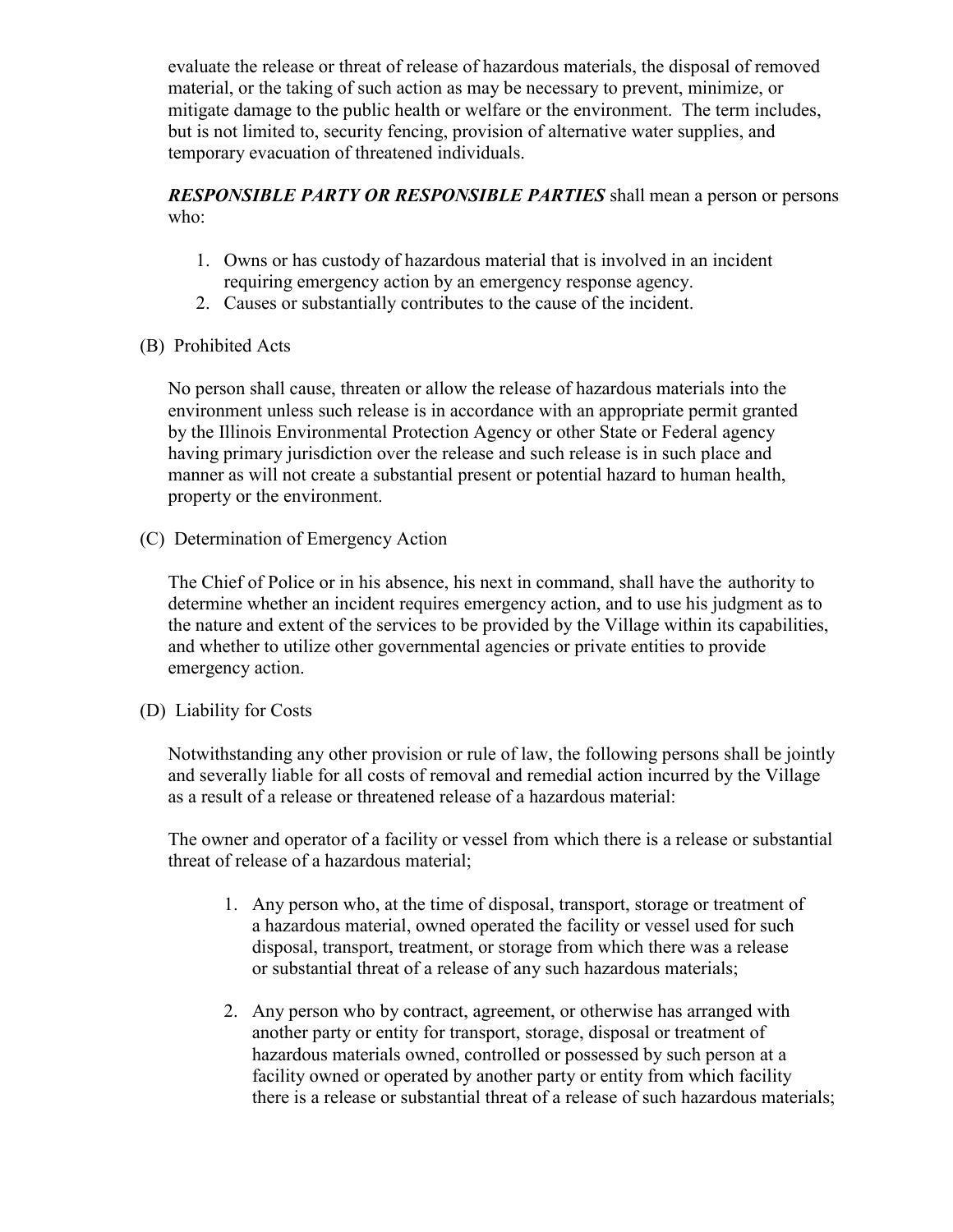evaluate the release or threat of release of hazardous materials, the disposal of removed material, or the taking of such action as may be necessary to prevent, minimize, or mitigate damage to the public health or welfare or the environment. The term includes, but is not limited to, security fencing, provision of alternative water supplies, and temporary evacuation of threatened individuals.

***RESPONSIBLE PARTY OR RESPONSIBLE PARTIES*** shall mean a person or persons who:

1. Owns or has custody of hazardous material that is involved in an incident requiring emergency action by an emergency response agency.
2. Causes or substantially contributes to the cause of the incident.

(B) Prohibited Acts

No person shall cause, threaten or allow the release of hazardous materials into the environment unless such release is in accordance with an appropriate permit granted by the Illinois Environmental Protection Agency or other State or Federal agency having primary jurisdiction over the release and such release is in such place and manner as will not create a substantial present or potential hazard to human health, property or the environment.

(C) Determination of Emergency Action

The Chief of Police or in his absence, his next in command, shall have the authority to determine whether an incident requires emergency action, and to use his judgment as to the nature and extent of the services to be provided by the Village within its capabilities, and whether to utilize other governmental agencies or private entities to provide emergency action.

(D) Liability for Costs

Notwithstanding any other provision or rule of law, the following persons shall be jointly and severally liable for all costs of removal and remedial action incurred by the Village as a result of a release or threatened release of a hazardous material:

The owner and operator of a facility or vessel from which there is a release or substantial threat of release of a hazardous material;

1. Any person who, at the time of disposal, transport, storage or treatment of a hazardous material, owned operated the facility or vessel used for such disposal, transport, treatment, or storage from which there was a release or substantial threat of a release of any such hazardous materials;

2. Any person who by contract, agreement, or otherwise has arranged with another party or entity for transport, storage, disposal or treatment of hazardous materials owned, controlled or possessed by such person at a facility owned or operated by another party or entity from which facility there is a release or substantial threat of a release of such hazardous materials;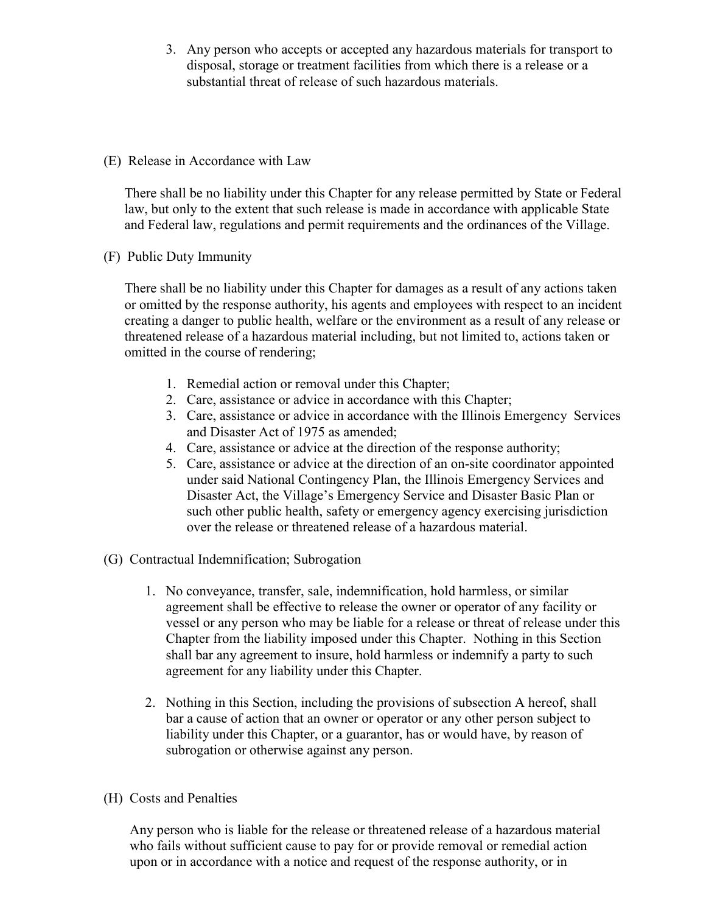3. Any person who accepts or accepted any hazardous materials for transport to disposal, storage or treatment facilities from which there is a release or a substantial threat of release of such hazardous materials.

(E) Release in Accordance with Law

There shall be no liability under this Chapter for any release permitted by State or Federal law, but only to the extent that such release is made in accordance with applicable State and Federal law, regulations and permit requirements and the ordinances of the Village.

(F) Public Duty Immunity

There shall be no liability under this Chapter for damages as a result of any actions taken or omitted by the response authority, his agents and employees with respect to an incident creating a danger to public health, welfare or the environment as a result of any release or threatened release of a hazardous material including, but not limited to, actions taken or omitted in the course of rendering;

1. Remedial action or removal under this Chapter;
2. Care, assistance or advice in accordance with this Chapter;
3. Care, assistance or advice in accordance with the Illinois Emergency Services and Disaster Act of 1975 as amended;
4. Care, assistance or advice at the direction of the response authority;
5. Care, assistance or advice at the direction of an on-site coordinator appointed under said National Contingency Plan, the Illinois Emergency Services and Disaster Act, the Village's Emergency Service and Disaster Basic Plan or such other public health, safety or emergency agency exercising jurisdiction over the release or threatened release of a hazardous material.

(G) Contractual Indemnification; Subrogation

1. No conveyance, transfer, sale, indemnification, hold harmless, or similar agreement shall be effective to release the owner or operator of any facility or vessel or any person who may be liable for a release or threat of release under this Chapter from the liability imposed under this Chapter. Nothing in this Section shall bar any agreement to insure, hold harmless or indemnify a party to such agreement for any liability under this Chapter.

2. Nothing in this Section, including the provisions of subsection A hereof, shall bar a cause of action that an owner or operator or any other person subject to liability under this Chapter, or a guarantor, has or would have, by reason of subrogation or otherwise against any person.

(H) Costs and Penalties

Any person who is liable for the release or threatened release of a hazardous material who fails without sufficient cause to pay for or provide removal or remedial action upon or in accordance with a notice and request of the response authority, or in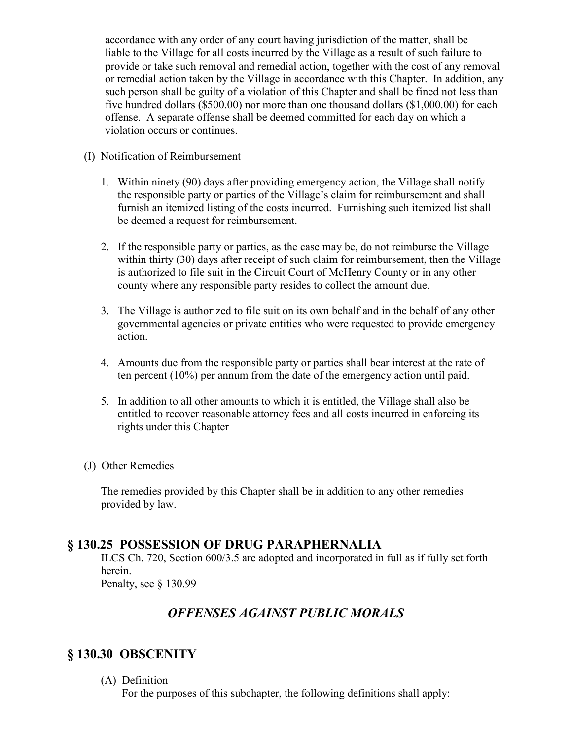accordance with any order of any court having jurisdiction of the matter, shall be liable to the Village for all costs incurred by the Village as a result of such failure to provide or take such removal and remedial action, together with the cost of any removal or remedial action taken by the Village in accordance with this Chapter. In addition, any such person shall be guilty of a violation of this Chapter and shall be fined not less than five hundred dollars ($500.00) nor more than one thousand dollars ($1,000.00) for each offense. A separate offense shall be deemed committed for each day on which a violation occurs or continues.

(I) Notification of Reimbursement

1. Within ninety (90) days after providing emergency action, the Village shall notify the responsible party or parties of the Village's claim for reimbursement and shall furnish an itemized listing of the costs incurred. Furnishing such itemized list shall be deemed a request for reimbursement.

2. If the responsible party or parties, as the case may be, do not reimburse the Village within thirty (30) days after receipt of such claim for reimbursement, then the Village is authorized to file suit in the Circuit Court of McHenry County or in any other county where any responsible party resides to collect the amount due.

3. The Village is authorized to file suit on its own behalf and in the behalf of any other governmental agencies or private entities who were requested to provide emergency action.

4. Amounts due from the responsible party or parties shall bear interest at the rate of ten percent (10%) per annum from the date of the emergency action until paid.

5. In addition to all other amounts to which it is entitled, the Village shall also be entitled to recover reasonable attorney fees and all costs incurred in enforcing its rights under this Chapter

(J) Other Remedies

The remedies provided by this Chapter shall be in addition to any other remedies provided by law.

## § 130.25 POSSESSION OF DRUG PARAPHERNALIA

ILCS Ch. 720, Section 600/3.5 are adopted and incorporated in full as if fully set forth herein.
Penalty, see § 130.99

## *OFFENSES AGAINST PUBLIC MORALS*

## § 130.30 OBSCENITY

(A) Definition
For the purposes of this subchapter, the following definitions shall apply: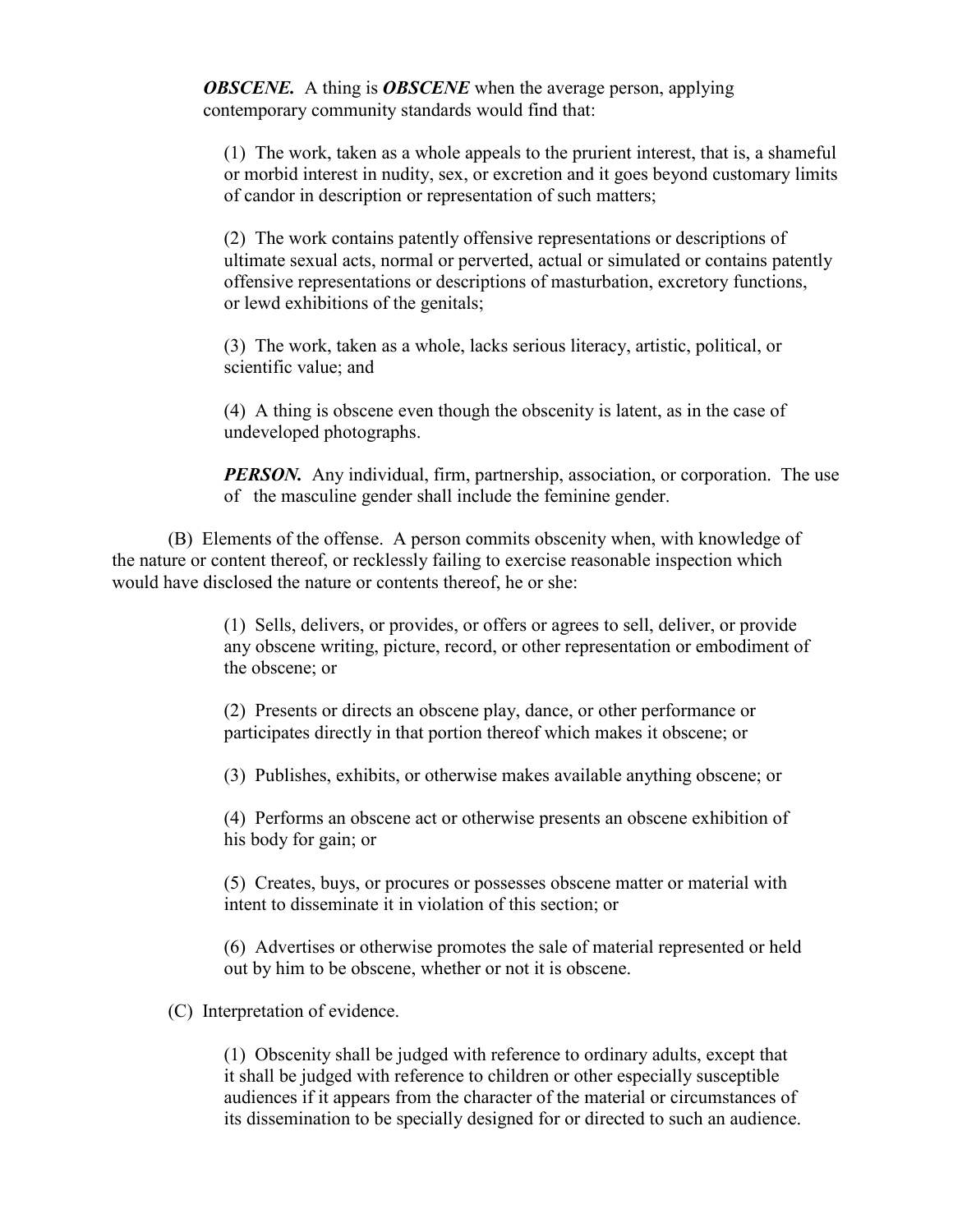***OBSCENE.*** A thing is ***OBSCENE*** when the average person, applying contemporary community standards would find that:

(1) The work, taken as a whole appeals to the prurient interest, that is, a shameful or morbid interest in nudity, sex, or excretion and it goes beyond customary limits of candor in description or representation of such matters;

(2) The work contains patently offensive representations or descriptions of ultimate sexual acts, normal or perverted, actual or simulated or contains patently offensive representations or descriptions of masturbation, excretory functions, or lewd exhibitions of the genitals;

(3) The work, taken as a whole, lacks serious literacy, artistic, political, or scientific value; and

(4) A thing is obscene even though the obscenity is latent, as in the case of undeveloped photographs.

***PERSON.*** Any individual, firm, partnership, association, or corporation. The use of the masculine gender shall include the feminine gender.

(B) Elements of the offense. A person commits obscenity when, with knowledge of the nature or content thereof, or recklessly failing to exercise reasonable inspection which would have disclosed the nature or contents thereof, he or she:

(1) Sells, delivers, or provides, or offers or agrees to sell, deliver, or provide any obscene writing, picture, record, or other representation or embodiment of the obscene; or

(2) Presents or directs an obscene play, dance, or other performance or participates directly in that portion thereof which makes it obscene; or

(3) Publishes, exhibits, or otherwise makes available anything obscene; or

(4) Performs an obscene act or otherwise presents an obscene exhibition of his body for gain; or

(5) Creates, buys, or procures or possesses obscene matter or material with intent to disseminate it in violation of this section; or

(6) Advertises or otherwise promotes the sale of material represented or held out by him to be obscene, whether or not it is obscene.

(C) Interpretation of evidence.

(1) Obscenity shall be judged with reference to ordinary adults, except that it shall be judged with reference to children or other especially susceptible audiences if it appears from the character of the material or circumstances of its dissemination to be specially designed for or directed to such an audience.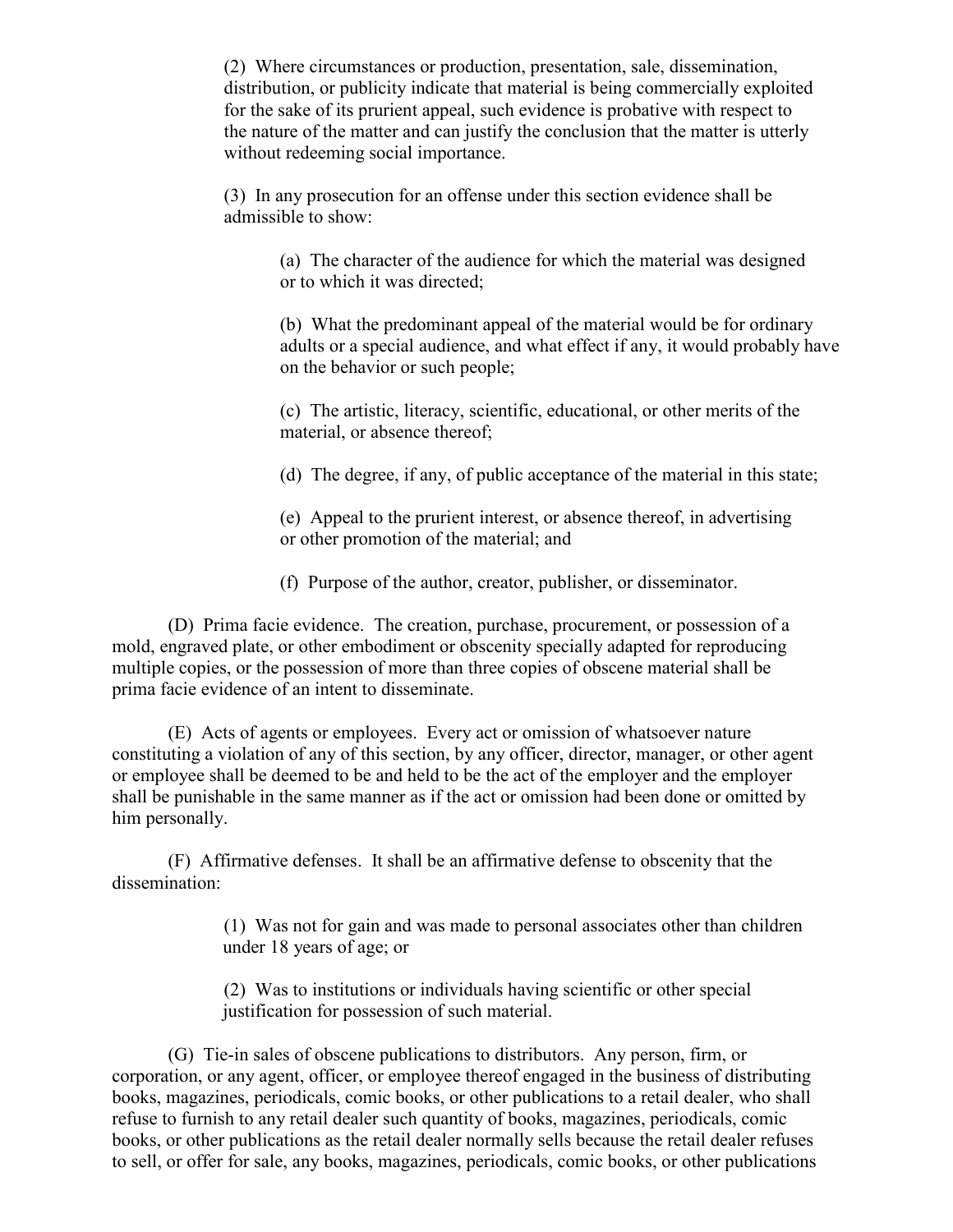(2) Where circumstances or production, presentation, sale, dissemination, distribution, or publicity indicate that material is being commercially exploited for the sake of its prurient appeal, such evidence is probative with respect to the nature of the matter and can justify the conclusion that the matter is utterly without redeeming social importance.

(3) In any prosecution for an offense under this section evidence shall be admissible to show:

(a) The character of the audience for which the material was designed or to which it was directed;

(b) What the predominant appeal of the material would be for ordinary adults or a special audience, and what effect if any, it would probably have on the behavior or such people;

(c) The artistic, literacy, scientific, educational, or other merits of the material, or absence thereof;

(d) The degree, if any, of public acceptance of the material in this state;

(e) Appeal to the prurient interest, or absence thereof, in advertising or other promotion of the material; and

(f) Purpose of the author, creator, publisher, or disseminator.

(D) Prima facie evidence. The creation, purchase, procurement, or possession of a mold, engraved plate, or other embodiment or obscenity specially adapted for reproducing multiple copies, or the possession of more than three copies of obscene material shall be prima facie evidence of an intent to disseminate.

(E) Acts of agents or employees. Every act or omission of whatsoever nature constituting a violation of any of this section, by any officer, director, manager, or other agent or employee shall be deemed to be and held to be the act of the employer and the employer shall be punishable in the same manner as if the act or omission had been done or omitted by him personally.

(F) Affirmative defenses. It shall be an affirmative defense to obscenity that the dissemination:

(1) Was not for gain and was made to personal associates other than children under 18 years of age; or

(2) Was to institutions or individuals having scientific or other special justification for possession of such material.

(G) Tie-in sales of obscene publications to distributors. Any person, firm, or corporation, or any agent, officer, or employee thereof engaged in the business of distributing books, magazines, periodicals, comic books, or other publications to a retail dealer, who shall refuse to furnish to any retail dealer such quantity of books, magazines, periodicals, comic books, or other publications as the retail dealer normally sells because the retail dealer refuses to sell, or offer for sale, any books, magazines, periodicals, comic books, or other publications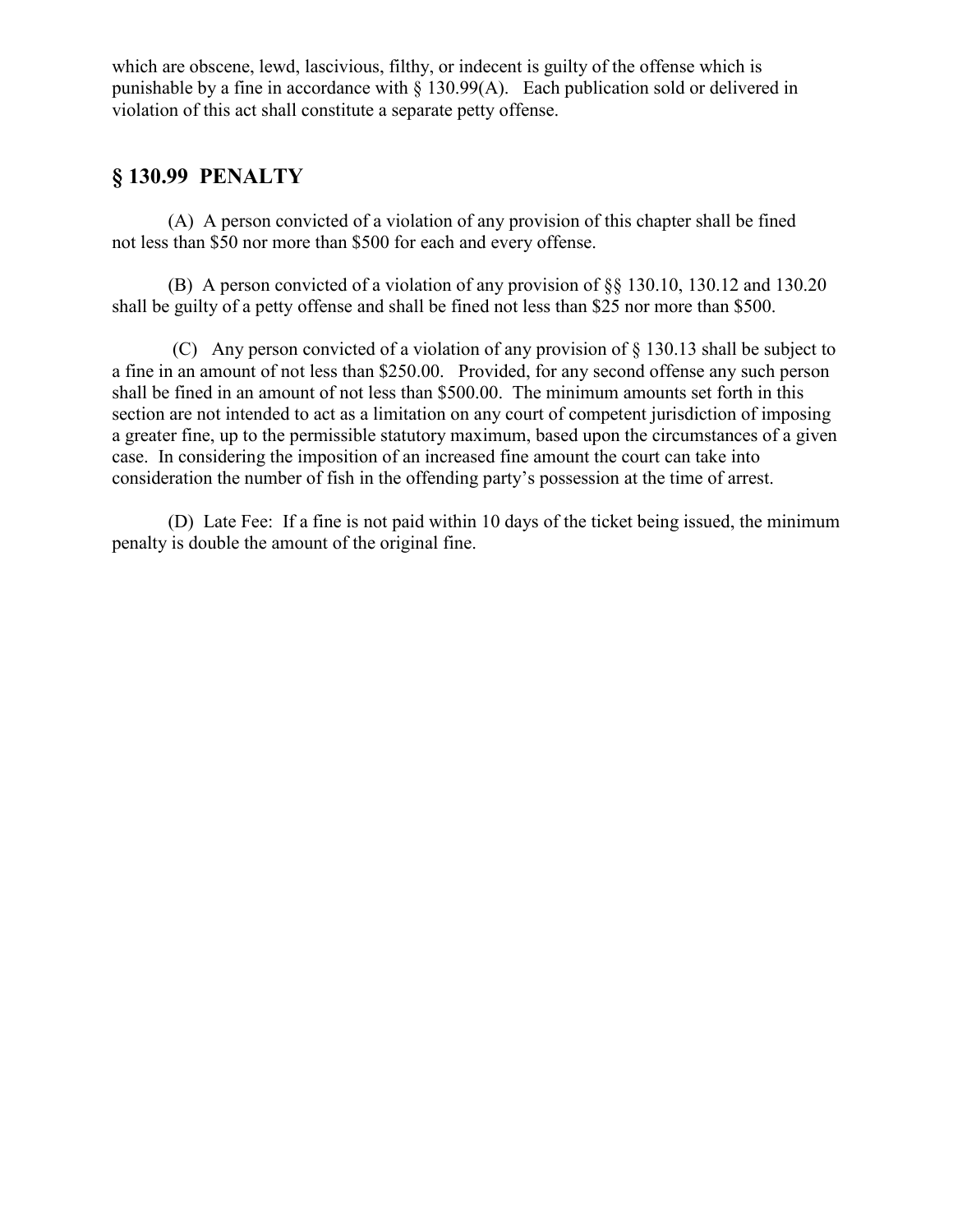which are obscene, lewd, lascivious, filthy, or indecent is guilty of the offense which is punishable by a fine in accordance with § 130.99(A). Each publication sold or delivered in violation of this act shall constitute a separate petty offense.

## § 130.99 PENALTY

(A) A person convicted of a violation of any provision of this chapter shall be fined not less than $50 nor more than $500 for each and every offense.

(B) A person convicted of a violation of any provision of §§ 130.10, 130.12 and 130.20 shall be guilty of a petty offense and shall be fined not less than $25 nor more than $500.

(C) Any person convicted of a violation of any provision of § 130.13 shall be subject to a fine in an amount of not less than $250.00. Provided, for any second offense any such person shall be fined in an amount of not less than $500.00. The minimum amounts set forth in this section are not intended to act as a limitation on any court of competent jurisdiction of imposing a greater fine, up to the permissible statutory maximum, based upon the circumstances of a given case. In considering the imposition of an increased fine amount the court can take into consideration the number of fish in the offending party's possession at the time of arrest.

(D) Late Fee: If a fine is not paid within 10 days of the ticket being issued, the minimum penalty is double the amount of the original fine.